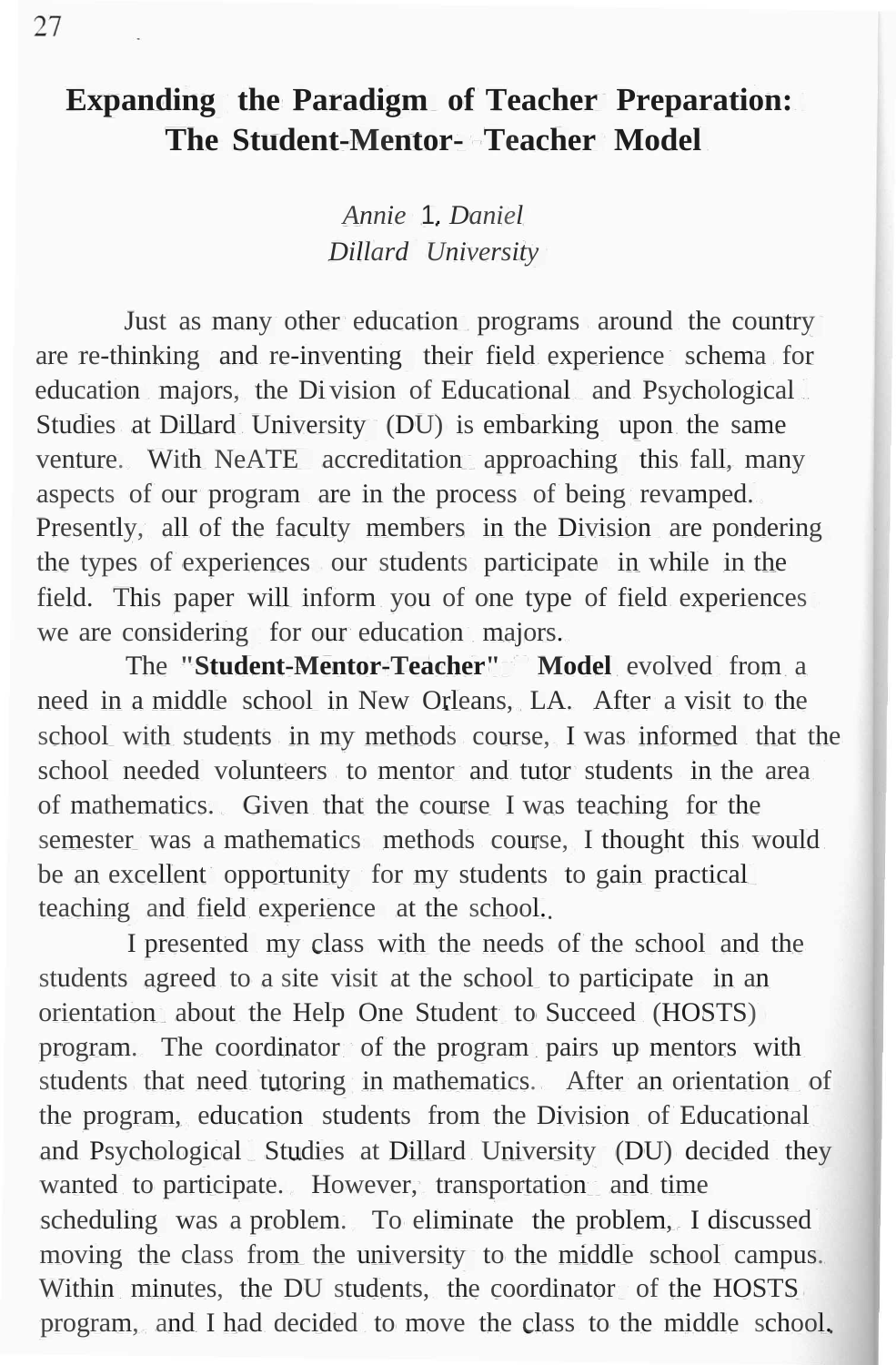# Expanding the Paradigm of Teacher Preparation: The Student-Mentor- Teacher Model

*Annie 1. Daniel*
*Dillard University*

Just as many other education programs around the country are re-thinking and re-inventing their field experience schema for education majors, the Division of Educational and Psychological Studies at Dillard University (DU) is embarking upon the same venture. With NeATE accreditation approaching this fall, many aspects of our program are in the process of being revamped. Presently, all of the faculty members in the Division are pondering the types of experiences our students participate in while in the field. This paper will inform you of one type of field experiences we are considering for our education majors.

The **"Student-Mentor-Teacher" Model** evolved from a need in a middle school in New Orleans, LA. After a visit to the school with students in my methods course, I was informed that the school needed volunteers to mentor and tutor students in the area of mathematics. Given that the course I was teaching for the semester was a mathematics methods course, I thought this would be an excellent opportunity for my students to gain practical teaching and field experience at the school..

I presented my class with the needs of the school and the students agreed to a site visit at the school to participate in an orientation about the Help One Student to Succeed (HOSTS) program. The coordinator of the program pairs up mentors with students that need tutoring in mathematics. After an orientation of the program, education students from the Division of Educational and Psychological Studies at Dillard University (DU) decided they wanted to participate. However, transportation and time scheduling was a problem. To eliminate the problem, I discussed moving the class from the university to the middle school campus. Within minutes, the DU students, the coordinator of the HOSTS program, and I had decided to move the class to the middle school,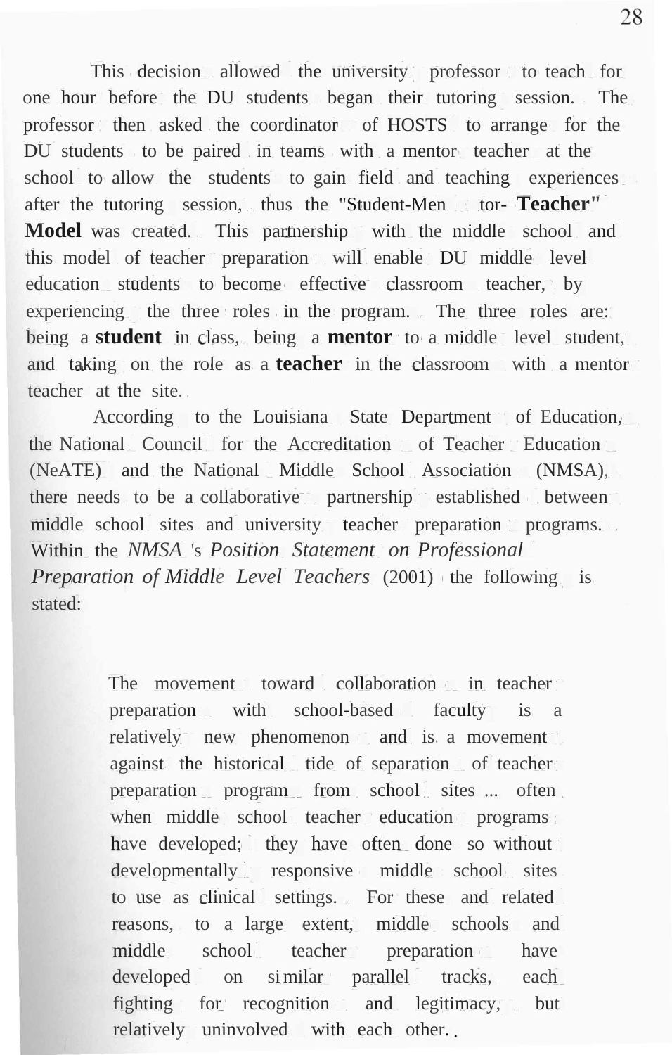This decision allowed the university professor to teach for one hour before the DU students began their tutoring session. The professor then asked the coordinator of HOSTS to arrange for the DU students to be paired in teams with a mentor teacher at the school to allow the students to gain field and teaching experiences after the tutoring session, thus the "Student-Mentor-**Teacher" Model** was created. This partnership with the middle school and this model of teacher preparation will enable DU middle level education students to become effective classroom teacher, by experiencing the three roles in the program. The three roles are: being a **student** in class, being a **mentor** to a middle level student, and taking on the role as a **teacher** in the classroom with a mentor teacher at the site.

According to the Louisiana State Department of Education, the National Council for the Accreditation of Teacher Education (NeATE) and the National Middle School Association (NMSA), there needs to be a collaborative partnership established between middle school sites and university teacher preparation programs. Within the *NMSA* 's *Position Statement on Professional Preparation of Middle Level Teachers* (2001) the following is stated:

> The movement toward collaboration in teacher preparation with school-based faculty is a relatively new phenomenon and is a movement against the historical tide of separation of teacher preparation program from school sites ... often when middle school teacher education programs have developed; they have often done so without developmentally responsive middle school sites to use as clinical settings. For these and related reasons, to a large extent, middle schools and middle school teacher preparation have developed on similar parallel tracks, each fighting for recognition and legitimacy, but relatively uninvolved with each other.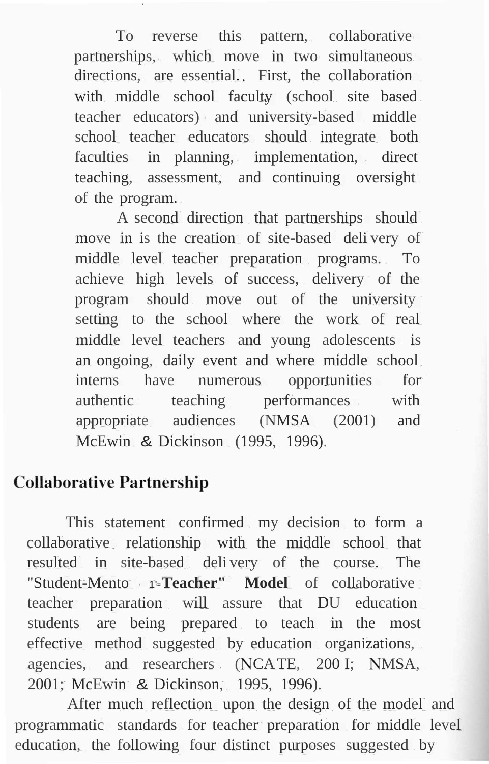To reverse this pattern, collaborative partnerships, which move in two simultaneous directions, are essential. First, the collaboration with middle school faculty (school site based teacher educators) and university-based middle school teacher educators should integrate both faculties in planning, implementation, direct teaching, assessment, and continuing oversight of the program.

A second direction that partnerships should move in is the creation of site-based delivery of middle level teacher preparation programs. To achieve high levels of success, delivery of the program should move out of the university setting to the school where the work of real middle level teachers and young adolescents is an ongoing, daily event and where middle school interns have numerous opportunities for authentic teaching performances with appropriate audiences (NMSA (2001) and McEwin & Dickinson (1995, 1996).

## Collaborative Partnership

This statement confirmed my decision to form a collaborative relationship with the middle school that resulted in site-based delivery of the course. The "Student-Mentor-Teacher" **Model** of collaborative teacher preparation will assure that DU education students are being prepared to teach in the most effective method suggested by education organizations, agencies, and researchers (NCATE, 2001; NMSA, 2001; McEwin & Dickinson, 1995, 1996).

After much reflection upon the design of the model and programmatic standards for teacher preparation for middle level education, the following four distinct purposes suggested by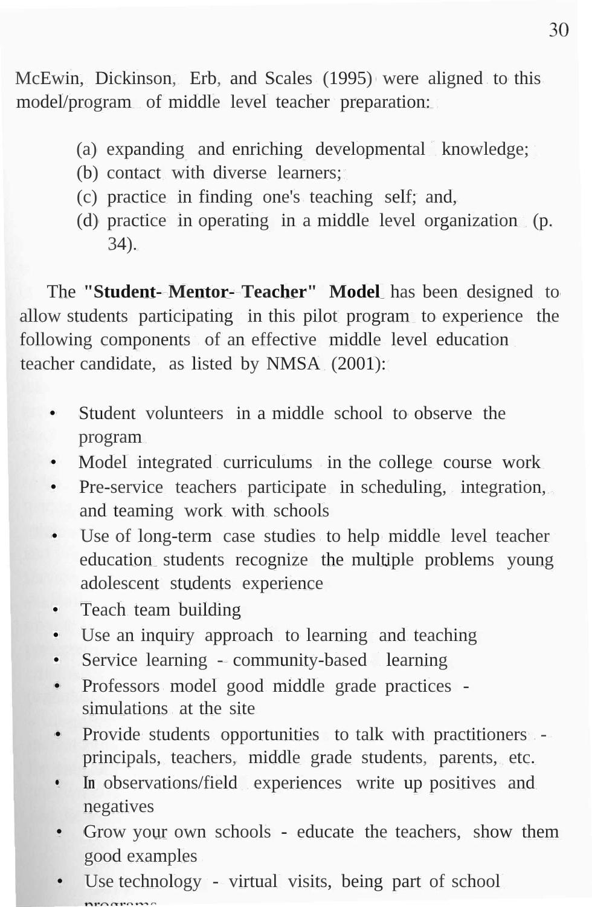McEwin, Dickinson, Erb, and Scales (1995) were aligned to this model/program of middle level teacher preparation:

(a) expanding and enriching developmental knowledge;
(b) contact with diverse learners;
(c) practice in finding one's teaching self; and,
(d) practice in operating in a middle level organization (p. 34).

The **"Student- Mentor- Teacher" Model** has been designed to allow students participating in this pilot program to experience the following components of an effective middle level education teacher candidate, as listed by NMSA (2001):

- Student volunteers in a middle school to observe the program
- Model integrated curriculums in the college course work
- Pre-service teachers participate in scheduling, integration, and teaming work with schools
- Use of long-term case studies to help middle level teacher education students recognize the multiple problems young adolescent students experience
- Teach team building
- Use an inquiry approach to learning and teaching
- Service learning - community-based learning
- Professors model good middle grade practices - simulations at the site
- Provide students opportunities to talk with practitioners - principals, teachers, middle grade students, parents, etc.
- In observations/field experiences write up positives and negatives
- Grow your own schools - educate the teachers, show them good examples
- Use technology - virtual visits, being part of school programs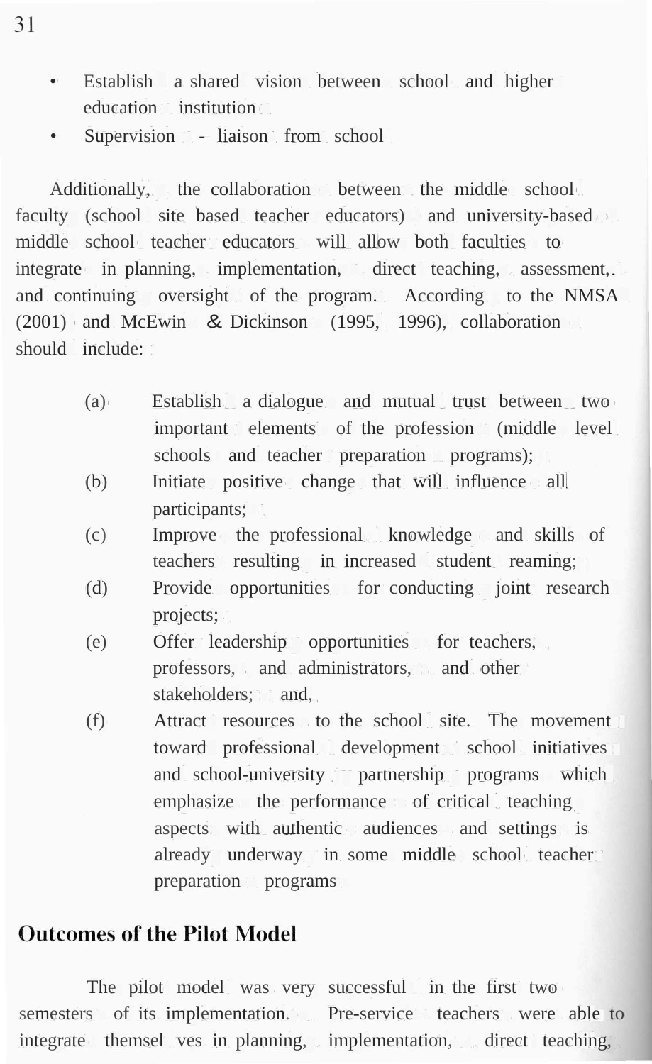- Establish a shared vision between school and higher education institution
- Supervision - liaison from school

Additionally, the collaboration between the middle school faculty (school site based teacher educators) and university-based middle school teacher educators will allow both faculties to integrate in planning, implementation, direct teaching, assessment, and continuing oversight of the program. According to the NMSA (2001) and McEwin & Dickinson (1995, 1996), collaboration should include:

(a) Establish a dialogue and mutual trust between two important elements of the profession (middle level schools and teacher preparation programs);

(b) Initiate positive change that will influence all participants;

(c) Improve the professional knowledge and skills of teachers resulting in increased student reaming;

(d) Provide opportunities for conducting joint research projects;

(e) Offer leadership opportunities for teachers, professors, and administrators, and other stakeholders; and,

(f) Attract resources to the school site. The movement toward professional development school initiatives and school-university partnership programs which emphasize the performance of critical teaching aspects with authentic audiences and settings is already underway in some middle school teacher preparation programs

## Outcomes of the Pilot Model

The pilot model was very successful in the first two semesters of its implementation. Pre-service teachers were able to integrate themsel ves in planning, implementation, direct teaching,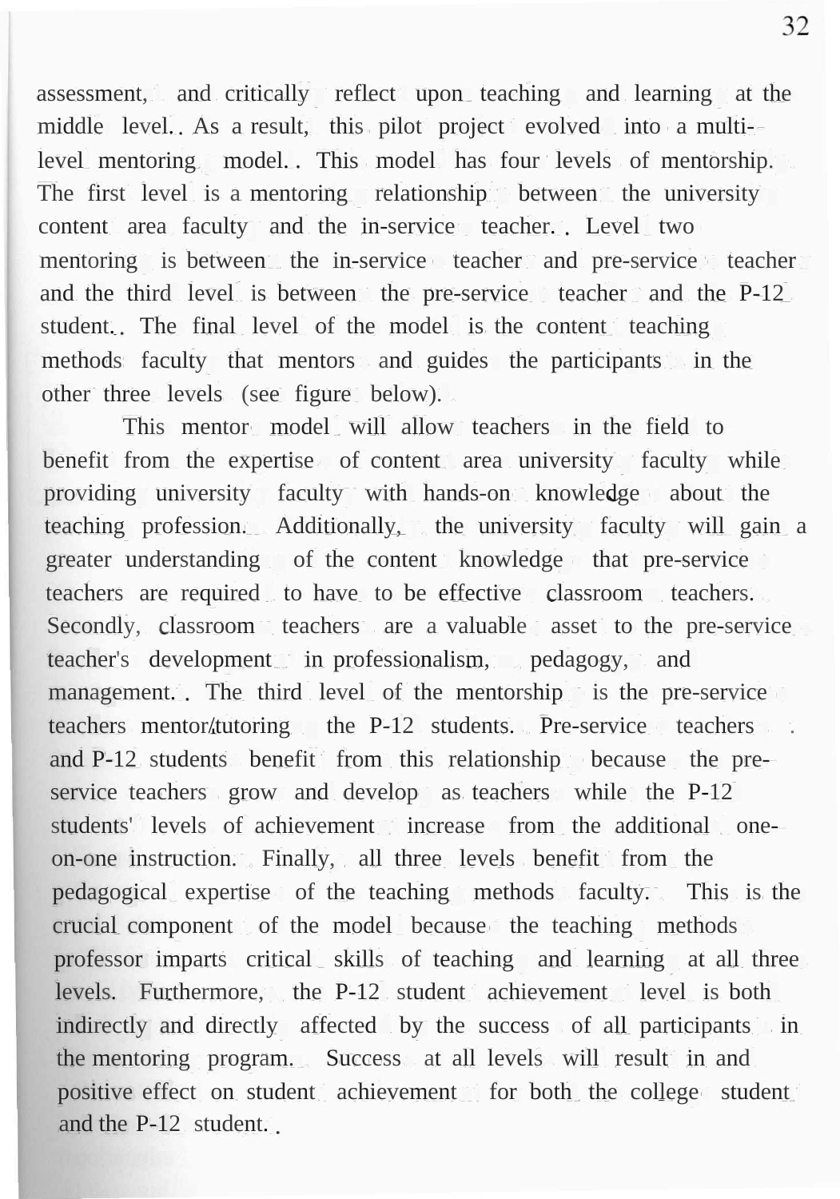assessment, and critically reflect upon teaching and learning at the middle level. As a result, this pilot project evolved into a multi-level mentoring model. This model has four levels of mentorship. The first level is a mentoring relationship between the university content area faculty and the in-service teacher. Level two mentoring is between the in-service teacher and pre-service teacher and the third level is between the pre-service teacher and the P-12 student. The final level of the model is the content teaching methods faculty that mentors and guides the participants in the other three levels (see figure below).

This mentor model will allow teachers in the field to benefit from the expertise of content area university faculty while providing university faculty with hands-on knowledge about the teaching profession. Additionally, the university faculty will gain a greater understanding of the content knowledge that pre-service teachers are required to have to be effective classroom teachers. Secondly, classroom teachers are a valuable asset to the pre-service teacher's development in professionalism, pedagogy, and management. The third level of the mentorship is the pre-service teachers mentor/tutoring the P-12 students. Pre-service teachers and P-12 students benefit from this relationship because the pre-service teachers grow and develop as teachers while the P-12 students' levels of achievement increase from the additional one-on-one instruction. Finally, all three levels benefit from the pedagogical expertise of the teaching methods faculty. This is the crucial component of the model because the teaching methods professor imparts critical skills of teaching and learning at all three levels. Furthermore, the P-12 student achievement level is both indirectly and directly affected by the success of all participants in the mentoring program. Success at all levels will result in and positive effect on student achievement for both the college student and the P-12 student.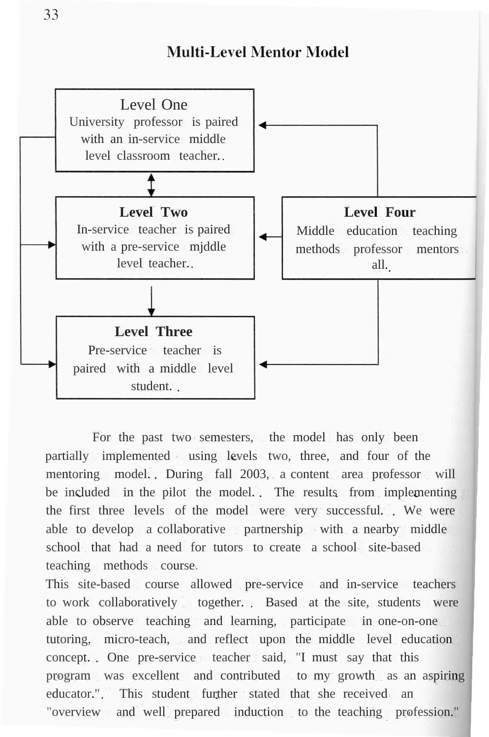## Multi-Level Mentor Model

**Level One**
University professor is paired with an in-service middle level classroom teacher.

**Level Two**
In-service teacher is paired with a pre-service mjddle level teacher.

**Level Three**
Pre-service teacher is paired with a middle level student.

**Level Four**
Middle education teaching methods professor mentors all.

For the past two semesters, the model has only been partially implemented using levels two, three, and four of the mentoring model. During fall 2003, a content area professor will be included in the pilot the model. The results from implementing the first three levels of the model were very successful. We were able to develop a collaborative partnership with a nearby middle school that had a need for tutors to create a school site-based teaching methods course.

This site-based course allowed pre-service and in-service teachers to work collaboratively together. Based at the site, students were able to observe teaching and learning, participate in one-on-one tutoring, micro-teach, and reflect upon the middle level education concept. One pre-service teacher said, "I must say that this program was excellent and contributed to my growth as an aspiring educator.". This student further stated that she received an "overview and well prepared induction to the teaching profession."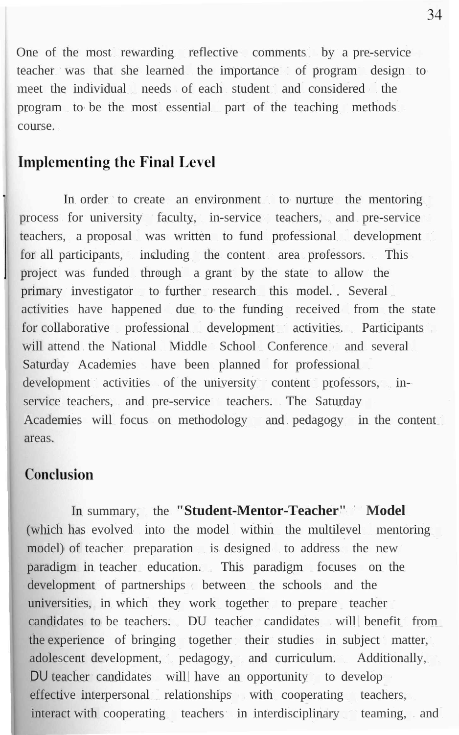One of the most rewarding reflective comments by a pre-service teacher was that she learned the importance of program design to meet the individual needs of each student and considered the program to be the most essential part of the teaching methods course.

## Implementing the Final Level

In order to create an environment to nurture the mentoring process for university faculty, in-service teachers, and pre-service teachers, a proposal was written to fund professional development for all participants, including the content area professors. This project was funded through a grant by the state to allow the primary investigator to further research this model. . Several activities have happened due to the funding received from the state for collaborative professional development activities. Participants will attend the National Middle School Conference and several Saturday Academies have been planned for professional development activities of the university content professors, in-service teachers, and pre-service teachers. The Saturday Academies will focus on methodology and pedagogy in the content areas.

## Conclusion

In summary, the **"Student-Mentor-Teacher" Model** (which has evolved into the model within the multilevel mentoring model) of teacher preparation is designed to address the new paradigm in teacher education. This paradigm focuses on the development of partnerships between the schools and the universities, in which they work together to prepare teacher candidates to be teachers. DU teacher candidates will benefit from the experience of bringing together their studies in subject matter, adolescent development, pedagogy, and curriculum. Additionally, DU teacher candidates will have an opportunity to develop effective interpersonal relationships with cooperating teachers, interact with cooperating teachers in interdisciplinary teaming, and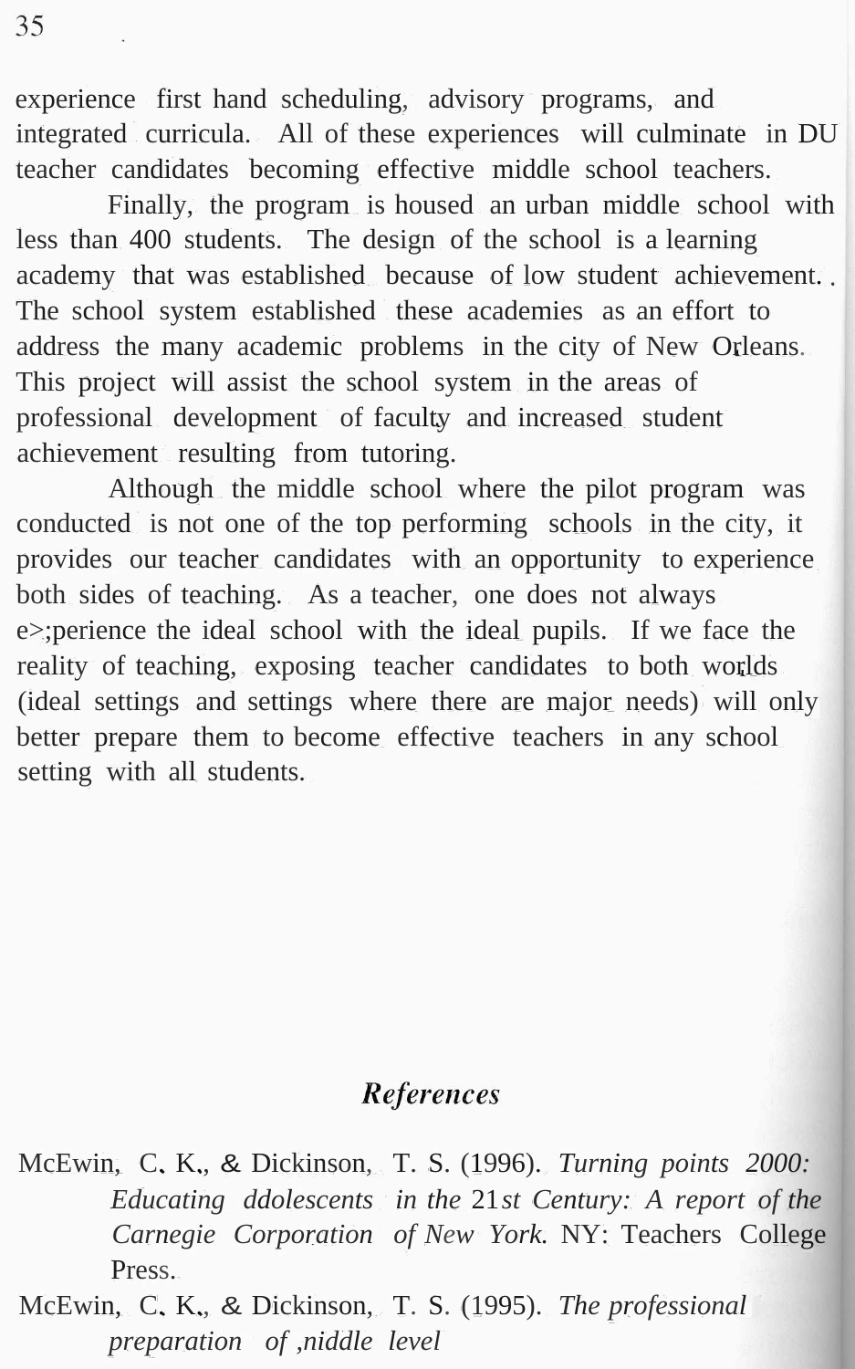experience first hand scheduling, advisory programs, and integrated curricula. All of these experiences will culminate in DU teacher candidates becoming effective middle school teachers.

Finally, the program is housed an urban middle school with less than 400 students. The design of the school is a learning academy that was established because of low student achievement. The school system established these academies as an effort to address the many academic problems in the city of New Orleans. This project will assist the school system in the areas of professional development of faculty and increased student achievement resulting from tutoring.

Although the middle school where the pilot program was conducted is not one of the top performing schools in the city, it provides our teacher candidates with an opportunity to experience both sides of teaching. As a teacher, one does not always e>;perience the ideal school with the ideal pupils. If we face the reality of teaching, exposing teacher candidates to both worlds (ideal settings and settings where there are major needs) will only better prepare them to become effective teachers in any school setting with all students.

## *References*

McEwin, C. K., & Dickinson, T. S. (1996). *Turning points 2000: Educating ddolescents in the 21st Century: A report of the Carnegie Corporation of New York.* NY: Teachers College Press.

McEwin, C. K., & Dickinson, T. S. (1995). *The professional preparation of ,niddle level*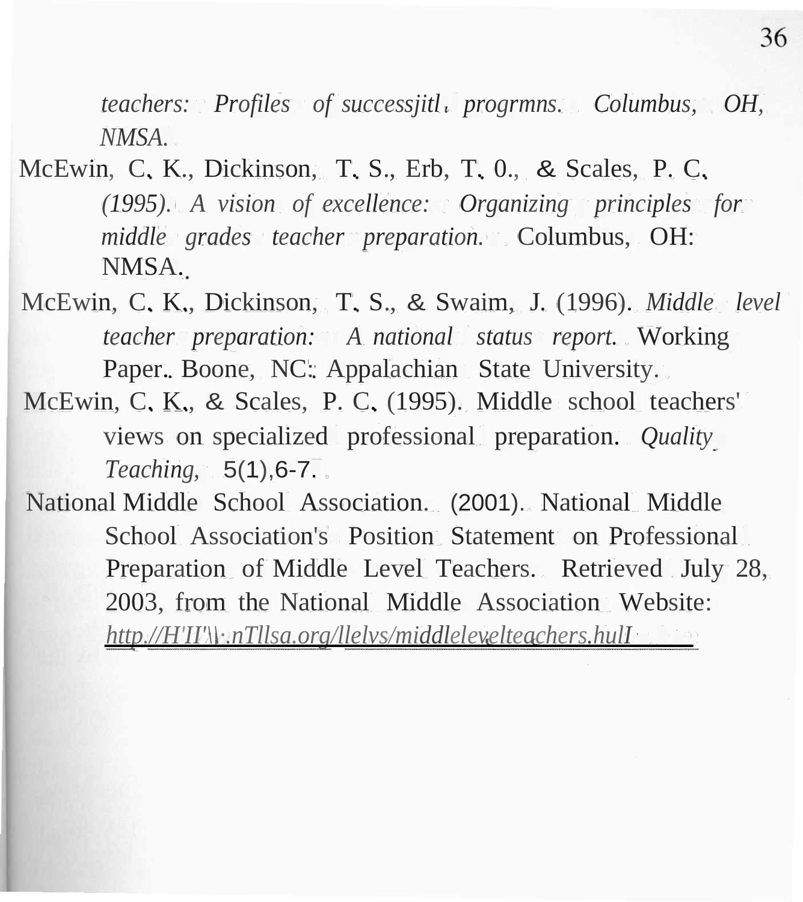*teachers: Profiles of successjitl, progrmns. Columbus, OH, NMSA.*

McEwin, C. K., Dickinson, T. S., Erb, T. 0., & Scales, P. C. (1995). *A vision of excellence: Organizing principles for middle grades teacher preparation.* Columbus, OH: NMSA.

McEwin, C. K., Dickinson, T. S., & Swaim, J. (1996). *Middle level teacher preparation: A national status report.* Working Paper. Boone, NC: Appalachian State University.

McEwin, C. K., & Scales, P. C. (1995). Middle school teachers' views on specialized professional preparation. *Quality Teaching,* 5(1),6-7.

National Middle School Association. (2001). National Middle School Association's Position Statement on Professional Preparation of Middle Level Teachers. Retrieved July 28, 2003, from the National Middle Association Website: http.//H'II'\\·.nTllsa.org/llelvs/middleleyelteachers.hulI